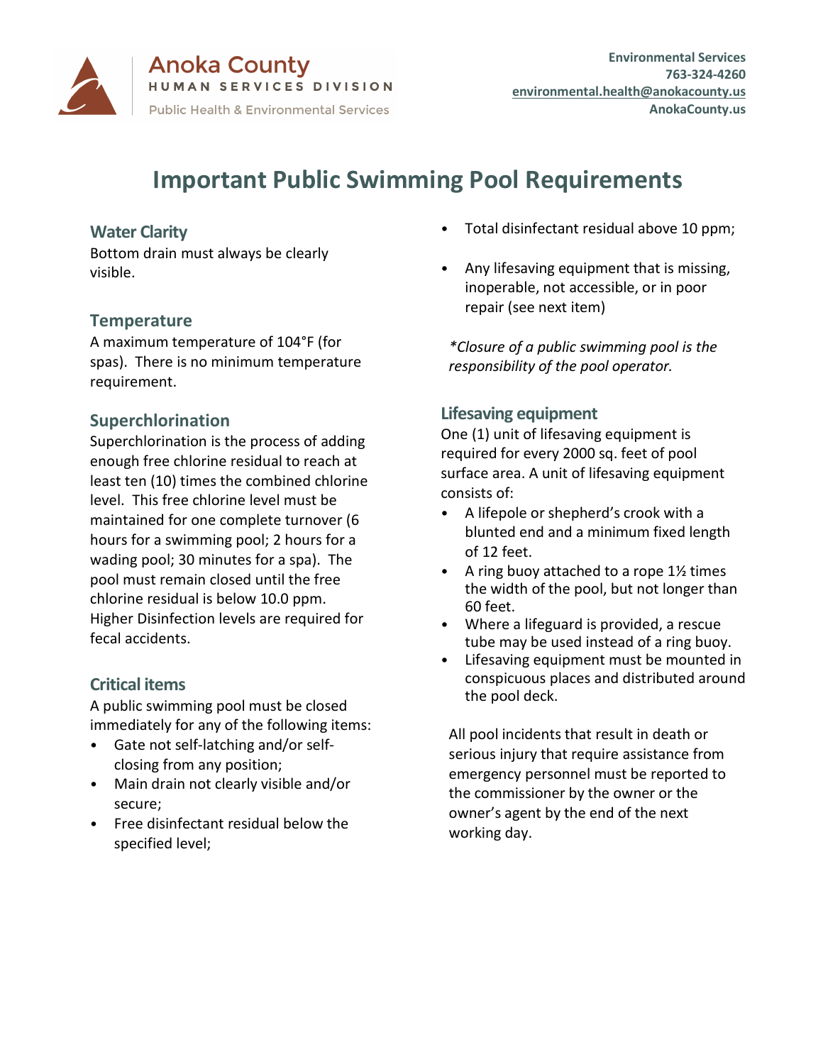Anoka County
HUMAN SERVICES DIVISION
Public Health & Environmental Services

**Environmental Services**
**763-324-4260**
**environmental.health@anokacounty.us**
**AnokaCounty.us**

# Important Public Swimming Pool Requirements

## Water Clarity

Bottom drain must always be clearly visible.

## Temperature

A maximum temperature of 104°F (for spas). There is no minimum temperature requirement.

## Superchlorination

Superchlorination is the process of adding enough free chlorine residual to reach at least ten (10) times the combined chlorine level. This free chlorine level must be maintained for one complete turnover (6 hours for a swimming pool; 2 hours for a wading pool; 30 minutes for a spa). The pool must remain closed until the free chlorine residual is below 10.0 ppm. Higher Disinfection levels are required for fecal accidents.

## Critical items

A public swimming pool must be closed immediately for any of the following items:

- Gate not self-latching and/or self-closing from any position;
- Main drain not clearly visible and/or secure;
- Free disinfectant residual below the specified level;
- Total disinfectant residual above 10 ppm;
- Any lifesaving equipment that is missing, inoperable, not accessible, or in poor repair (see next item)

*\*Closure of a public swimming pool is the responsibility of the pool operator.*

## Lifesaving equipment

One (1) unit of lifesaving equipment is required for every 2000 sq. feet of pool surface area. A unit of lifesaving equipment consists of:

- A lifepole or shepherd's crook with a blunted end and a minimum fixed length of 12 feet.
- A ring buoy attached to a rope 1½ times the width of the pool, but not longer than 60 feet.
- Where a lifeguard is provided, a rescue tube may be used instead of a ring buoy.
- Lifesaving equipment must be mounted in conspicuous places and distributed around the pool deck.

All pool incidents that result in death or serious injury that require assistance from emergency personnel must be reported to the commissioner by the owner or the owner's agent by the end of the next working day.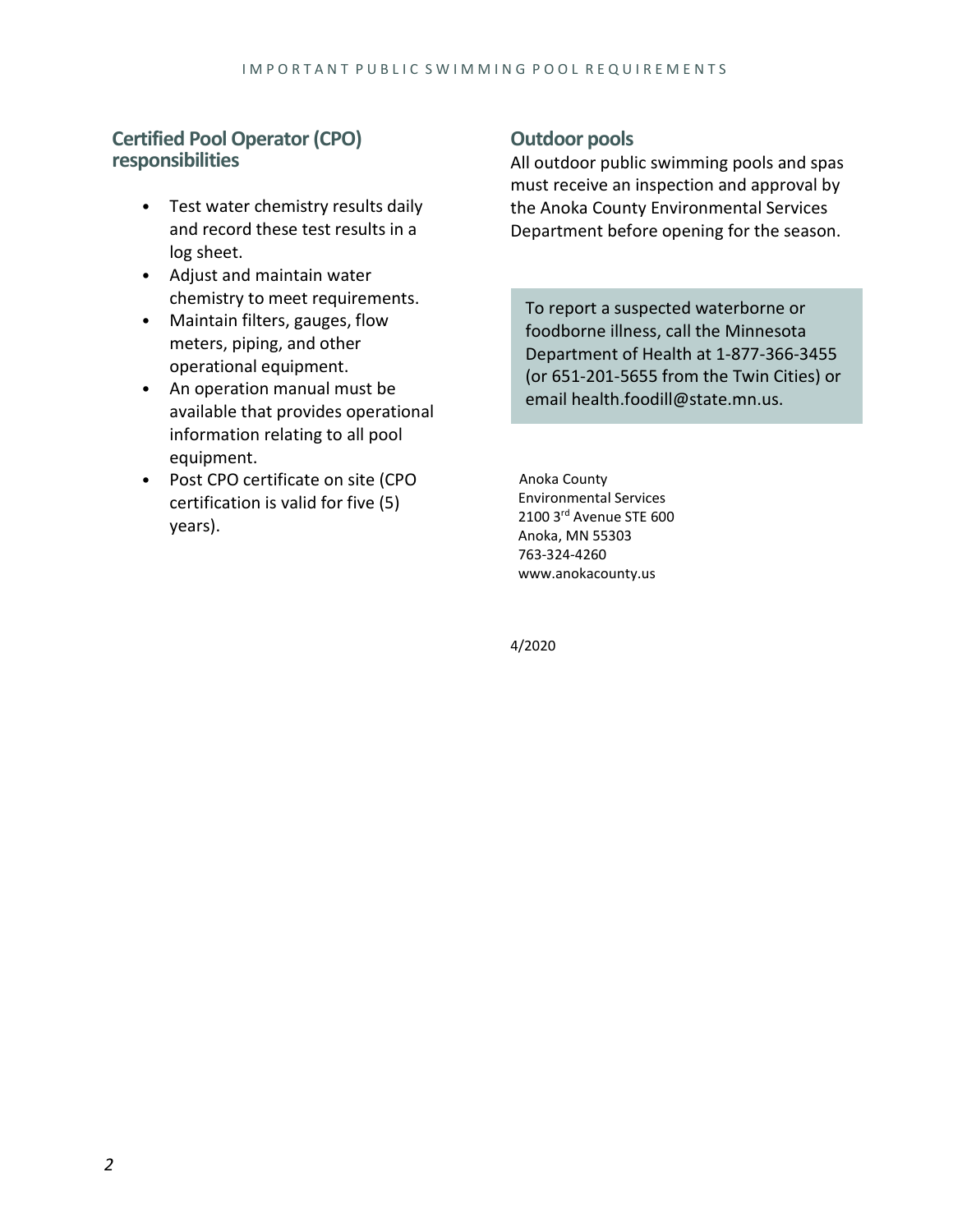## Certified Pool Operator (CPO) responsibilities

- Test water chemistry results daily and record these test results in a log sheet.
- Adjust and maintain water chemistry to meet requirements.
- Maintain filters, gauges, flow meters, piping, and other operational equipment.
- An operation manual must be available that provides operational information relating to all pool equipment.
- Post CPO certificate on site (CPO certification is valid for five (5) years).

## Outdoor pools

All outdoor public swimming pools and spas must receive an inspection and approval by the Anoka County Environmental Services Department before opening for the season.

To report a suspected waterborne or foodborne illness, call the Minnesota Department of Health at 1-877-366-3455 (or 651-201-5655 from the Twin Cities) or email health.foodill@state.mn.us.

Anoka County
Environmental Services
2100 3rd Avenue STE 600
Anoka, MN 55303
763-324-4260
www.anokacounty.us

4/2020